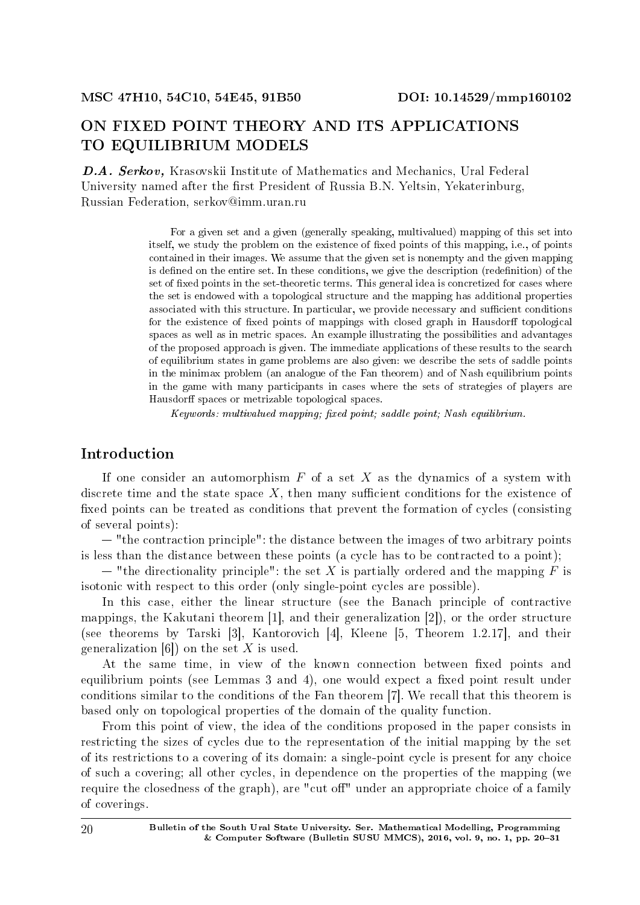MSC 47H10, 54C10, 54E45, 91B50 DOI: 10.14529/mmp160102

# ON FIXED POINT THEORY AND ITS APPLICATIONS TO EQUILIBRIUM MODELS

***D.A. Serkov,*** Krasovskii Institute of Mathematics and Mechanics, Ural Federal University named after the first President of Russia B.N. Yeltsin, Yekaterinburg, Russian Federation, serkov@imm.uran.ru

For a given set and a given (generally speaking, multivalued) mapping of this set into itself, we study the problem on the existence of fixed points of this mapping, i.e., of points contained in their images. We assume that the given set is nonempty and the given mapping is defined on the entire set. In these conditions, we give the description (redefinition) of the set of fixed points in the set-theoretic terms. This general idea is concretized for cases where the set is endowed with a topological structure and the mapping has additional properties associated with this structure. In particular, we provide necessary and sufficient conditions for the existence of fixed points of mappings with closed graph in Hausdorff topological spaces as well as in metric spaces. An example illustrating the possibilities and advantages of the proposed approach is given. The immediate applications of these results to the search of equilibrium states in game problems are also given: we describe the sets of saddle points in the minimax problem (an analogue of the Fan theorem) and of Nash equilibrium points in the game with many participants in cases where the sets of strategies of players are Hausdorff spaces or metrizable topological spaces.

*Keywords: multivalued mapping; fixed point; saddle point; Nash equilibrium.*

## Introduction

If one consider an automorphism $F$ of a set $X$ as the dynamics of a system with discrete time and the state space $X$, then many sufficient conditions for the existence of fixed points can be treated as conditions that prevent the formation of cycles (consisting of several points):

— "the contraction principle": the distance between the images of two arbitrary points is less than the distance between these points (a cycle has to be contracted to a point);

— "the directionality principle": the set $X$ is partially ordered and the mapping $F$ is isotonic with respect to this order (only single-point cycles are possible).

In this case, either the linear structure (see the Banach principle of contractive mappings, the Kakutani theorem [1], and their generalization [2]), or the order structure (see theorems by Tarski [3], Kantorovich [4], Kleene [5, Theorem 1.2.17], and their generalization [6]) on the set $X$ is used.

At the same time, in view of the known connection between fixed points and equilibrium points (see Lemmas 3 and 4), one would expect a fixed point result under conditions similar to the conditions of the Fan theorem [7]. We recall that this theorem is based only on topological properties of the domain of the quality function.

From this point of view, the idea of the conditions proposed in the paper consists in restricting the sizes of cycles due to the representation of the initial mapping by the set of its restrictions to a covering of its domain: a single-point cycle is present for any choice of such a covering; all other cycles, in dependence on the properties of the mapping (we require the closedness of the graph), are "cut off" under an appropriate choice of a family of coverings.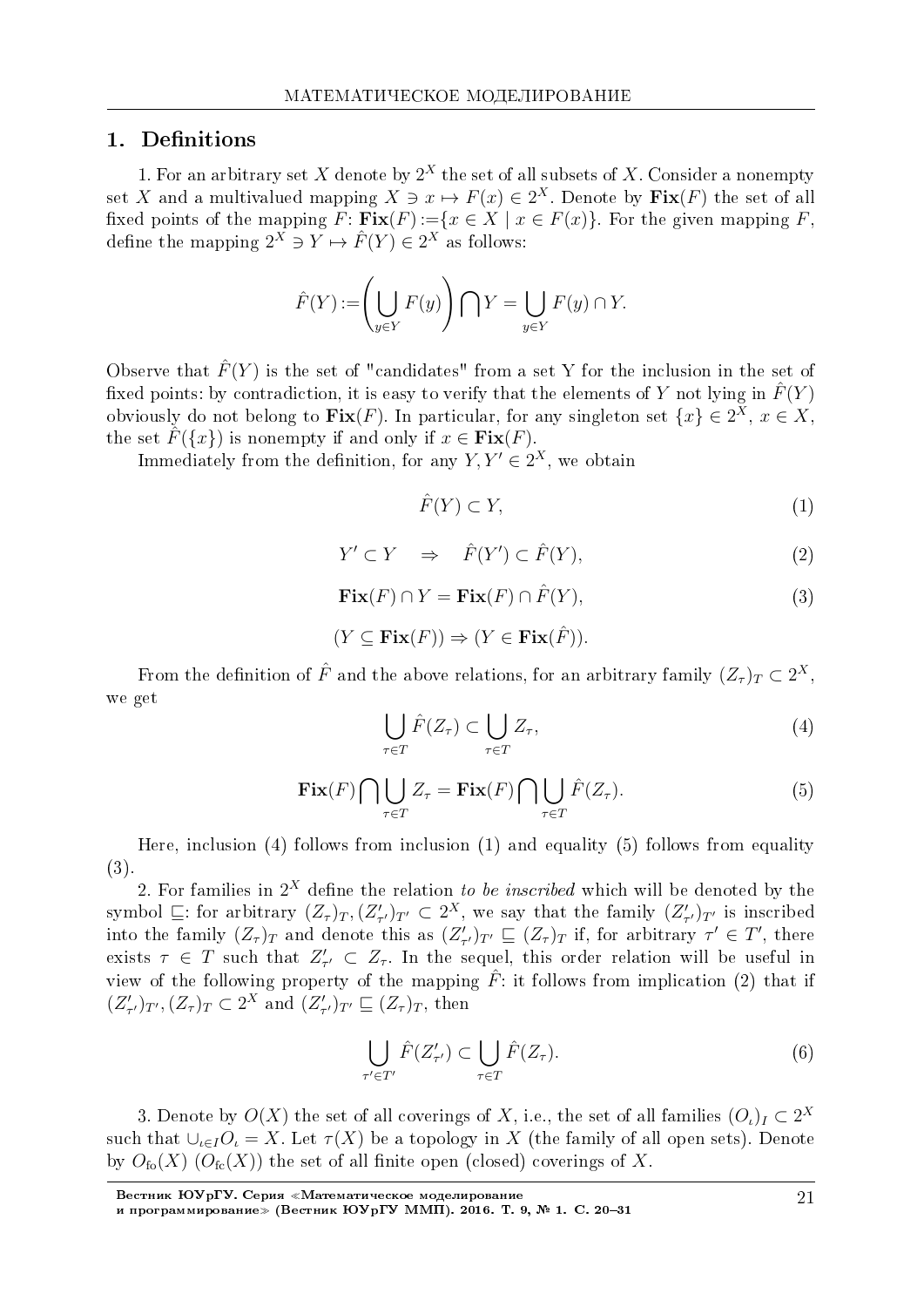## 1. Definitions

1. For an arbitrary set $X$ denote by $2^X$ the set of all subsets of $X$. Consider a nonempty set $X$ and a multivalued mapping $X \ni x \mapsto F(x) \in 2^X$. Denote by $\mathbf{Fix}(F)$ the set of all fixed points of the mapping $F$: $\mathbf{Fix}(F) := \{x \in X \mid x \in F(x)\}$. For the given mapping $F$, define the mapping $2^X \ni Y \mapsto \hat{F}(Y) \in 2^X$ as follows:

$$\hat{F}(Y) := \left( \bigcup_{y \in Y} F(y) \right) \bigcap Y = \bigcup_{y \in Y} F(y) \cap Y.$$

Observe that $\hat{F}(Y)$ is the set of "candidates" from a set Y for the inclusion in the set of fixed points: by contradiction, it is easy to verify that the elements of $Y$ not lying in $\hat{F}(Y)$ obviously do not belong to $\mathbf{Fix}(F)$. In particular, for any singleton set $\{x\} \in 2^X$, $x \in X$, the set $\hat{F}(\{x\})$ is nonempty if and only if $x \in \mathbf{Fix}(F)$.

Immediately from the definition, for any $Y, Y' \in 2^X$, we obtain

$$\hat{F}(Y) \subset Y, \tag{1}$$

$$Y' \subset Y \quad \Rightarrow \quad \hat{F}(Y') \subset \hat{F}(Y), \tag{2}$$

$$\mathbf{Fix}(F) \cap Y = \mathbf{Fix}(F) \cap \hat{F}(Y), \tag{3}$$

$$(Y \subseteq \mathbf{Fix}(F)) \Rightarrow (Y \in \mathbf{Fix}(\hat{F})).$$

From the definition of $\hat{F}$ and the above relations, for an arbitrary family $(Z_\tau)_T \subset 2^X$, we get

$$\bigcup_{\tau \in T} \hat{F}(Z_\tau) \subset \bigcup_{\tau \in T} Z_\tau, \tag{4}$$

$$\mathbf{Fix}(F) \bigcap \bigcup_{\tau \in T} Z_\tau = \mathbf{Fix}(F) \bigcap \bigcup_{\tau \in T} \hat{F}(Z_\tau). \tag{5}$$

Here, inclusion (4) follows from inclusion (1) and equality (5) follows from equality (3).

2. For families in $2^X$ define the relation *to be inscribed* which will be denoted by the symbol $\sqsubseteq$: for arbitrary $(Z_\tau)_T, (Z'_{\tau'})_{T'} \subset 2^X$, we say that the family $(Z'_{\tau'})_{T'}$ is inscribed into the family $(Z_\tau)_T$ and denote this as $(Z'_{\tau'})_{T'} \sqsubseteq (Z_\tau)_T$ if, for arbitrary $\tau' \in T'$, there exists $\tau \in T$ such that $Z'_{\tau'} \subset Z_\tau$. In the sequel, this order relation will be useful in view of the following property of the mapping $\hat{F}$: it follows from implication (2) that if $(Z'_{\tau'})_{T'}, (Z_\tau)_T \subset 2^X$ and $(Z'_{\tau'})_{T'} \sqsubseteq (Z_\tau)_T$, then

$$\bigcup_{\tau' \in T'} \hat{F}(Z'_{\tau'}) \subset \bigcup_{\tau \in T} \hat{F}(Z_\tau). \tag{6}$$

3. Denote by $O(X)$ the set of all coverings of $X$, i.e., the set of all families $(O_\iota)_I \subset 2^X$ such that $\cup_{\iota \in I} O_\iota = X$. Let $\tau(X)$ be a topology in $X$ (the family of all open sets). Denote by $O_{\text{fo}}(X)$ ($O_{\text{fc}}(X)$) the set of all finite open (closed) coverings of $X$.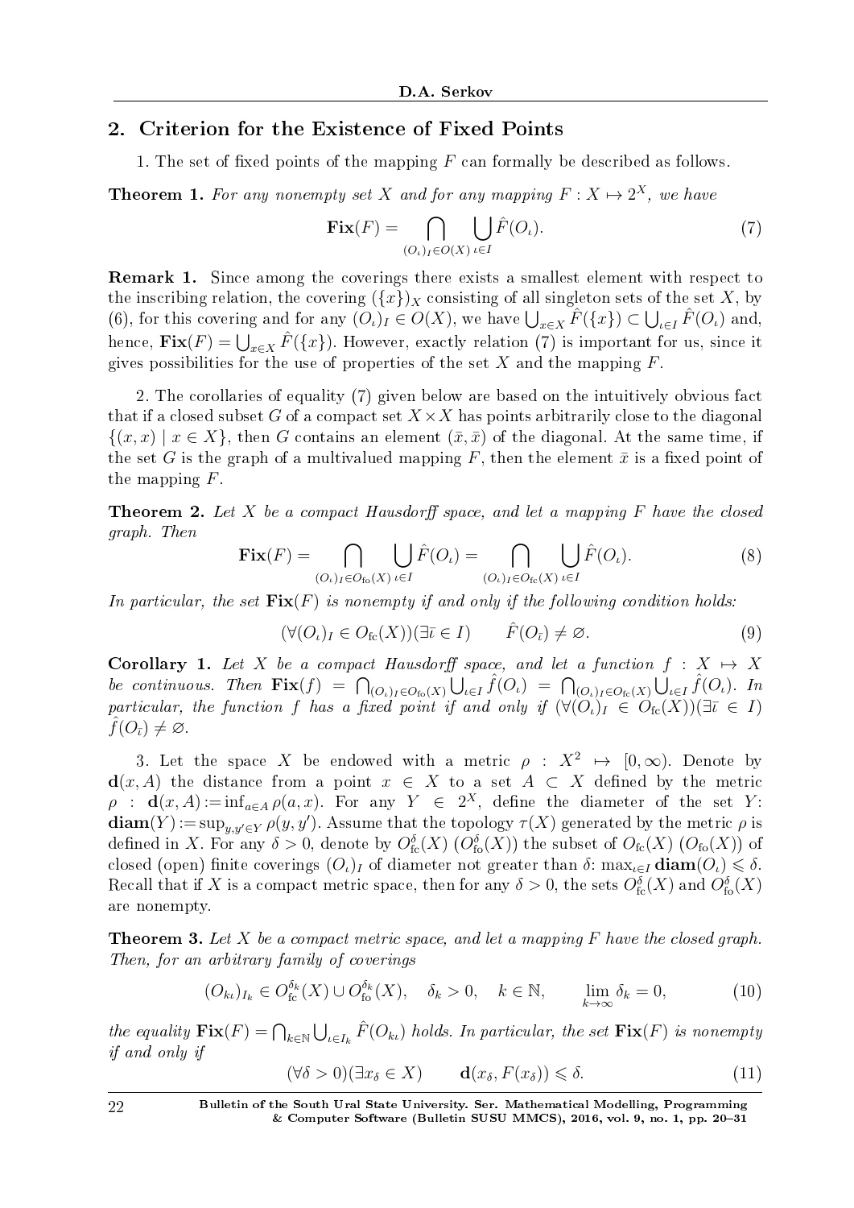## 2. Criterion for the Existence of Fixed Points

1. The set of fixed points of the mapping $F$ can formally be described as follows.

**Theorem 1.** *For any nonempty set $X$ and for any mapping $F : X \mapsto 2^X$, we have*

$$\mathbf{Fix}(F) = \bigcap_{(O_\iota)_I \in O(X)} \bigcup_{\iota \in I} \hat{F}(O_\iota). \tag{7}$$

**Remark 1.** Since among the coverings there exists a smallest element with respect to the inscribing relation, the covering $(\{x\})_X$ consisting of all singleton sets of the set $X$, by (6), for this covering and for any $(O_\iota)_I \in O(X)$, we have $\bigcup_{x\in X} \hat{F}(\{x\}) \subset \bigcup_{\iota \in I} \hat{F}(O_\iota)$ and, hence, $\mathbf{Fix}(F) = \bigcup_{x\in X} \hat{F}(\{x\})$. However, exactly relation (7) is important for us, since it gives possibilities for the use of properties of the set $X$ and the mapping $F$.

2. The corollaries of equality (7) given below are based on the intuitively obvious fact that if a closed subset $G$ of a compact set $X \times X$ has points arbitrarily close to the diagonal $\{(x, x) \mid x \in X\}$, then $G$ contains an element $(\bar{x}, \bar{x})$ of the diagonal. At the same time, if the set $G$ is the graph of a multivalued mapping $F$, then the element $\bar{x}$ is a fixed point of the mapping $F$.

**Theorem 2.** *Let $X$ be a compact Hausdorff space, and let a mapping $F$ have the closed graph. Then*

$$\mathbf{Fix}(F) = \bigcap_{(O_\iota)_I \in O_{\mathrm{fo}}(X)} \bigcup_{\iota \in I} \hat{F}(O_\iota) = \bigcap_{(O_\iota)_I \in O_{\mathrm{fc}}(X)} \bigcup_{\iota \in I} \hat{F}(O_\iota). \tag{8}$$

*In particular, the set $\mathbf{Fix}(F)$ is nonempty if and only if the following condition holds:*

$$(\forall (O_\iota)_I \in O_{\mathrm{fc}}(X))(\exists \bar{\iota} \in I) \qquad \hat{F}(O_{\bar{\iota}}) \neq \varnothing. \tag{9}$$

**Corollary 1.** *Let $X$ be a compact Hausdorff space, and let a function $f : X \mapsto X$ be continuous. Then $\mathbf{Fix}(f) = \bigcap_{(O_\iota)_I \in O_{\mathrm{fo}}(X)} \bigcup_{\iota \in I} \hat{f}(O_\iota) = \bigcap_{(O_\iota)_I \in O_{\mathrm{fc}}(X)} \bigcup_{\iota \in I} \hat{f}(O_\iota)$. In particular, the function $f$ has a fixed point if and only if $(\forall (O_\iota)_I \in O_{\mathrm{fc}}(X))(\exists \bar{\iota} \in I)$ $\hat{f}(O_{\bar{\iota}}) \neq \varnothing$.*

3. Let the space $X$ be endowed with a metric $\rho : X^2 \mapsto [0, \infty)$. Denote by $\mathbf{d}(x, A)$ the distance from a point $x \in X$ to a set $A \subset X$ defined by the metric $\rho$ : $\mathbf{d}(x, A) := \inf_{a\in A} \rho(a, x)$. For any $Y \in 2^X$, define the diameter of the set $Y$: $\mathbf{diam}(Y) := \sup_{y,y' \in Y} \rho(y, y')$. Assume that the topology $\tau(X)$ generated by the metric $\rho$ is defined in $X$. For any $\delta > 0$, denote by $O^\delta_{\mathrm{fc}}(X)$ ($O^\delta_{\mathrm{fo}}(X)$) the subset of $O_{\mathrm{fc}}(X)$ ($O_{\mathrm{fo}}(X)$) of closed (open) finite coverings $(O_\iota)_I$ of diameter not greater than $\delta$: $\max_{\iota \in I} \mathbf{diam}(O_\iota) \leqslant \delta$. Recall that if $X$ is a compact metric space, then for any $\delta > 0$, the sets $O^\delta_{\mathrm{fc}}(X)$ and $O^\delta_{\mathrm{fo}}(X)$ are nonempty.

**Theorem 3.** *Let $X$ be a compact metric space, and let a mapping $F$ have the closed graph. Then, for an arbitrary family of coverings*

$$(O_{k\iota})_{I_k} \in O^{\delta_k}_{\mathrm{fc}}(X) \cup O^{\delta_k}_{\mathrm{fo}}(X), \quad \delta_k > 0, \quad k \in \mathbb{N}, \qquad \lim_{k\to\infty} \delta_k = 0, \tag{10}$$

*the equality $\mathbf{Fix}(F) = \bigcap_{k\in\mathbb{N}} \bigcup_{\iota \in I_k} \hat{F}(O_{k\iota})$ holds. In particular, the set $\mathbf{Fix}(F)$ is nonempty if and only if*

$$(\forall \delta > 0)(\exists x_\delta \in X) \qquad \mathbf{d}(x_\delta, F(x_\delta)) \leqslant \delta. \tag{11}$$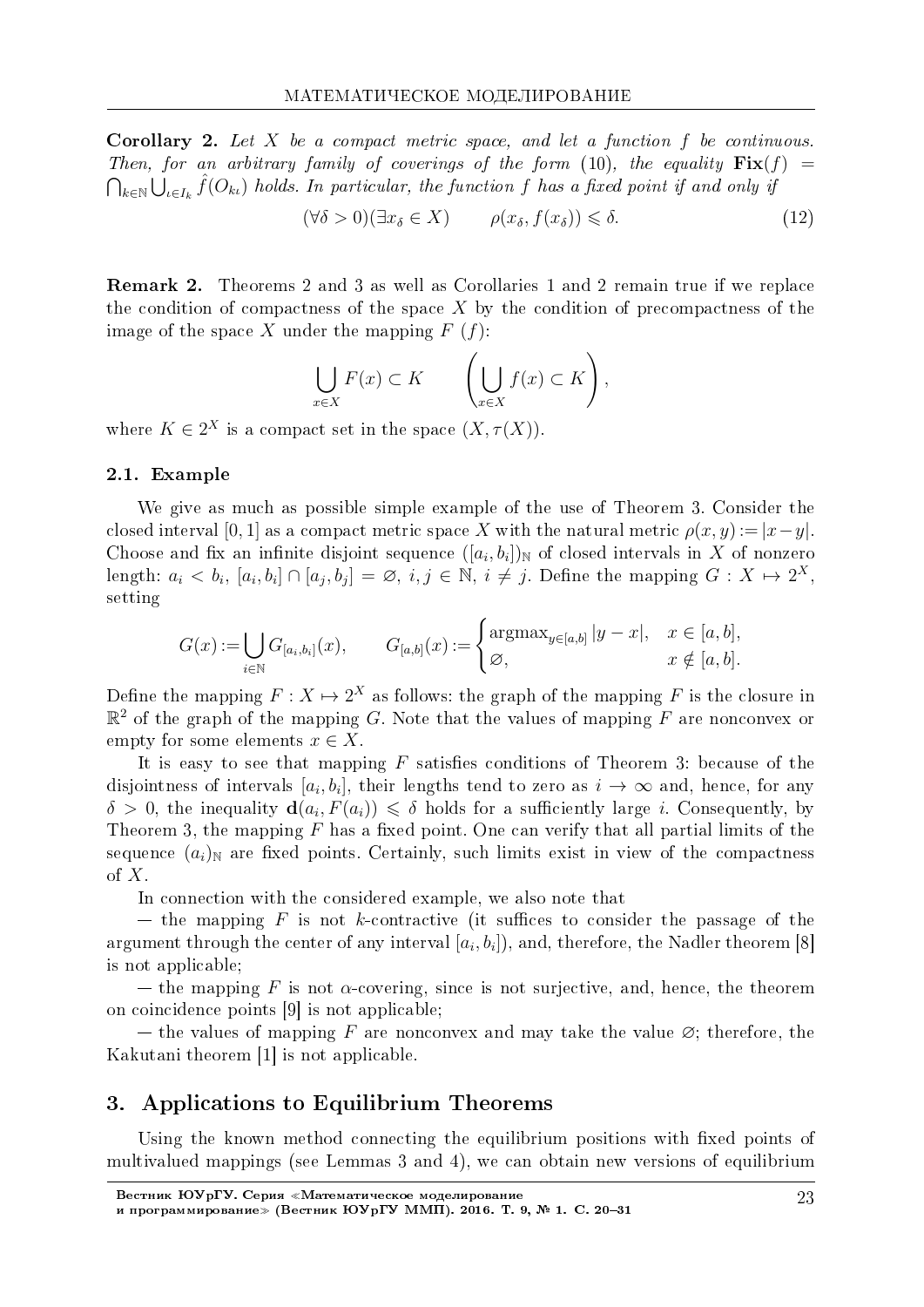**Corollary 2.** *Let $X$ be a compact metric space, and let a function $f$ be continuous. Then, for an arbitrary family of coverings of the form (10), the equality $\mathbf{Fix}(f) = \bigcap_{k\in\mathbb{N}} \bigcup_{\iota\in I_k} \hat{f}(O_{k\iota})$ holds. In particular, the function $f$ has a fixed point if and only if*

$$(\forall \delta > 0)(\exists x_\delta \in X) \qquad \rho(x_\delta, f(x_\delta)) \leqslant \delta. \tag{12}$$

**Remark 2.** Theorems 2 and 3 as well as Corollaries 1 and 2 remain true if we replace the condition of compactness of the space $X$ by the condition of precompactness of the image of the space $X$ under the mapping $F$ $(f)$:

$$\bigcup_{x\in X} F(x) \subset K \qquad \left(\bigcup_{x\in X} f(x) \subset K\right),$$

where $K \in 2^X$ is a compact set in the space $(X, \tau(X))$.

### 2.1. Example

We give as much as possible simple example of the use of Theorem 3. Consider the closed interval $[0, 1]$ as a compact metric space $X$ with the natural metric $\rho(x, y) := |x-y|$. Choose and fix an infinite disjoint sequence $([a_i, b_i])_{\mathbb{N}}$ of closed intervals in $X$ of nonzero length: $a_i < b_i$, $[a_i, b_i] \cap [a_j, b_j] = \varnothing$, $i, j \in \mathbb{N}$, $i \neq j$. Define the mapping $G : X \mapsto 2^X$, setting

$$G(x) := \bigcup_{i\in\mathbb{N}} G_{[a_i,b_i]}(x), \qquad G_{[a,b]}(x) := \begin{cases} \operatorname{argmax}_{y\in[a,b]} |y - x|, & x \in [a, b], \\ \varnothing, & x \notin [a, b]. \end{cases}$$

Define the mapping $F : X \mapsto 2^X$ as follows: the graph of the mapping $F$ is the closure in $\mathbb{R}^2$ of the graph of the mapping $G$. Note that the values of mapping $F$ are nonconvex or empty for some elements $x \in X$.

It is easy to see that mapping $F$ satisfies conditions of Theorem 3: because of the disjointness of intervals $[a_i, b_i]$, their lengths tend to zero as $i \to \infty$ and, hence, for any $\delta > 0$, the inequality $\mathbf{d}(a_i, F(a_i)) \leqslant \delta$ holds for a sufficiently large $i$. Consequently, by Theorem 3, the mapping $F$ has a fixed point. One can verify that all partial limits of the sequence $(a_i)_{\mathbb{N}}$ are fixed points. Certainly, such limits exist in view of the compactness of $X$.

In connection with the considered example, we also note that

— the mapping $F$ is not $k$-contractive (it suffices to consider the passage of the argument through the center of any interval $[a_i, b_i]$), and, therefore, the Nadler theorem [8] is not applicable;

— the mapping $F$ is not $\alpha$-covering, since is not surjective, and, hence, the theorem on coincidence points [9] is not applicable;

— the values of mapping $F$ are nonconvex and may take the value $\varnothing$; therefore, the Kakutani theorem [1] is not applicable.

## 3. Applications to Equilibrium Theorems

Using the known method connecting the equilibrium positions with fixed points of multivalued mappings (see Lemmas 3 and 4), we can obtain new versions of equilibrium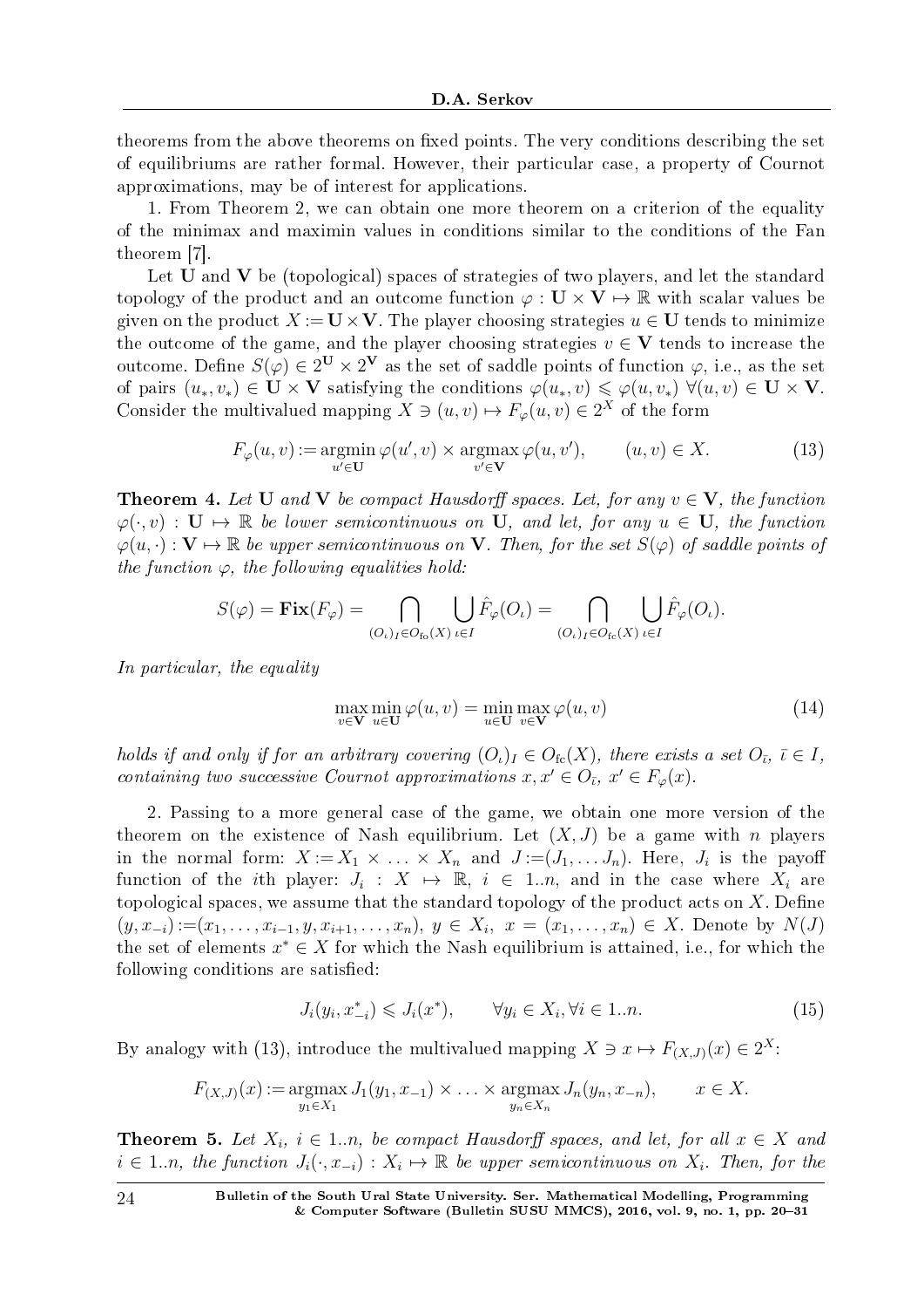theorems from the above theorems on fixed points. The very conditions describing the set of equilibriums are rather formal. However, their particular case, a property of Cournot approximations, may be of interest for applications.

1. From Theorem 2, we can obtain one more theorem on a criterion of the equality of the minimax and maximin values in conditions similar to the conditions of the Fan theorem [7].

Let $\mathbf{U}$ and $\mathbf{V}$ be (topological) spaces of strategies of two players, and let the standard topology of the product and an outcome function $\varphi : \mathbf{U} \times \mathbf{V} \mapsto \mathbb{R}$ with scalar values be given on the product $X := \mathbf{U} \times \mathbf{V}$. The player choosing strategies $u \in \mathbf{U}$ tends to minimize the outcome of the game, and the player choosing strategies $v \in \mathbf{V}$ tends to increase the outcome. Define $S(\varphi) \in 2^{\mathbf{U}} \times 2^{\mathbf{V}}$ as the set of saddle points of function $\varphi$, i.e., as the set of pairs $(u_*, v_*) \in \mathbf{U} \times \mathbf{V}$ satisfying the conditions $\varphi(u_*, v) \leqslant \varphi(u, v_*)$ $\forall (u, v) \in \mathbf{U} \times \mathbf{V}$. Consider the multivalued mapping $X \ni (u, v) \mapsto F_\varphi(u, v) \in 2^X$ of the form

$$F_\varphi(u, v) := \operatorname*{argmin}_{u' \in \mathbf{U}} \varphi(u', v) \times \operatorname*{argmax}_{v' \in \mathbf{V}} \varphi(u, v'), \qquad (u, v) \in X. \tag{13}$$

**Theorem 4.** *Let $\mathbf{U}$ and $\mathbf{V}$ be compact Hausdorff spaces. Let, for any $v \in \mathbf{V}$, the function $\varphi(\cdot, v) : \mathbf{U} \mapsto \mathbb{R}$ be lower semicontinuous on $\mathbf{U}$, and let, for any $u \in \mathbf{U}$, the function $\varphi(u, \cdot) : \mathbf{V} \mapsto \mathbb{R}$ be upper semicontinuous on $\mathbf{V}$. Then, for the set $S(\varphi)$ of saddle points of the function $\varphi$, the following equalities hold:*

$$S(\varphi) = \mathbf{Fix}(F_\varphi) = \bigcap_{(O_\iota)_I \in O_{\text{fo}}(X)} \bigcup_{\iota \in I} \hat{F}_\varphi(O_\iota) = \bigcap_{(O_\iota)_I \in O_{\text{fc}}(X)} \bigcup_{\iota \in I} \hat{F}_\varphi(O_\iota).$$

*In particular, the equality*

$$\max_{v \in \mathbf{V}} \min_{u \in \mathbf{U}} \varphi(u, v) = \min_{u \in \mathbf{U}} \max_{v \in \mathbf{V}} \varphi(u, v) \tag{14}$$

*holds if and only if for an arbitrary covering $(O_\iota)_I \in O_{\text{fc}}(X)$, there exists a set $O_{\bar{\iota}}$, $\bar{\iota} \in I$, containing two successive Cournot approximations $x, x' \in O_{\bar{\iota}}$, $x' \in F_\varphi(x)$.*

2. Passing to a more general case of the game, we obtain one more version of the theorem on the existence of Nash equilibrium. Let $(X, J)$ be a game with $n$ players in the normal form: $X := X_1 \times \ldots \times X_n$ and $J := (J_1, \ldots J_n)$. Here, $J_i$ is the payoff function of the $i$th player: $J_i : X \mapsto \mathbb{R}$, $i \in 1..n$, and in the case where $X_i$ are topological spaces, we assume that the standard topology of the product acts on $X$. Define $(y, x_{-i}) := (x_1, \ldots, x_{i-1}, y, x_{i+1}, \ldots, x_n)$, $y \in X_i$, $x = (x_1, \ldots, x_n) \in X$. Denote by $N(J)$ the set of elements $x^* \in X$ for which the Nash equilibrium is attained, i.e., for which the following conditions are satisfied:

$$J_i(y_i, x^*_{-i}) \leqslant J_i(x^*), \qquad \forall y_i \in X_i, \forall i \in 1..n. \tag{15}$$

By analogy with (13), introduce the multivalued mapping $X \ni x \mapsto F_{(X,J)}(x) \in 2^X$:

$$F_{(X,J)}(x) := \operatorname*{argmax}_{y_1 \in X_1} J_1(y_1, x_{-1}) \times \ldots \times \operatorname*{argmax}_{y_n \in X_n} J_n(y_n, x_{-n}), \qquad x \in X.$$

**Theorem 5.** *Let $X_i$, $i \in 1..n$, be compact Hausdorff spaces, and let, for all $x \in X$ and $i \in 1..n$, the function $J_i(\cdot, x_{-i}) : X_i \mapsto \mathbb{R}$ be upper semicontinuous on $X_i$. Then, for the*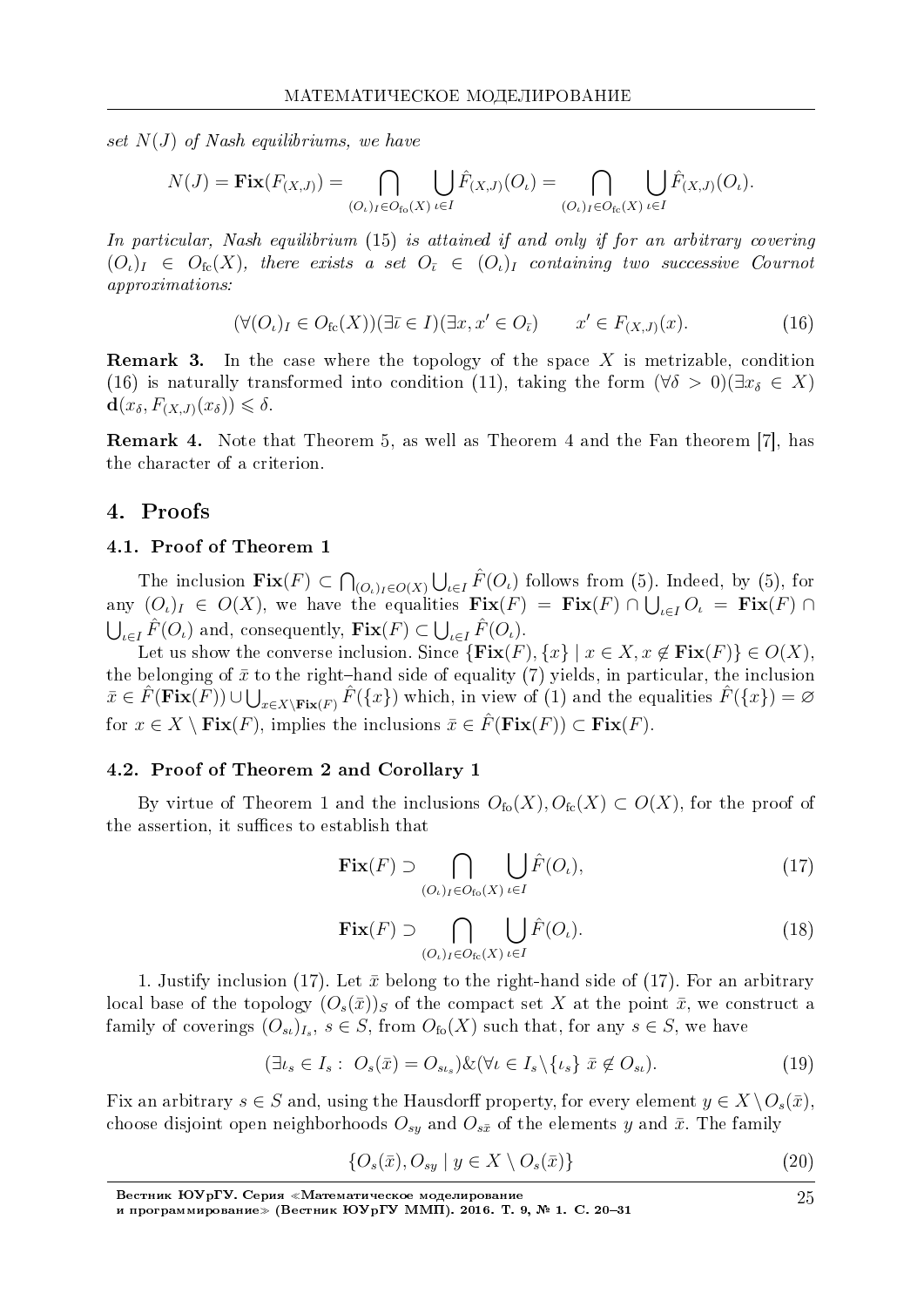*set $N(J)$ of Nash equilibriums, we have*

$$N(J) = \mathbf{Fix}(F_{(X,J)}) = \bigcap_{(O_\iota)_I \in O_{\text{fo}}(X)} \bigcup_{\iota \in I} \hat{F}_{(X,J)}(O_\iota) = \bigcap_{(O_\iota)_I \in O_{\text{fc}}(X)} \bigcup_{\iota \in I} \hat{F}_{(X,J)}(O_\iota).$$

*In particular, Nash equilibrium (15) is attained if and only if for an arbitrary covering $(O_\iota)_I \in O_{\text{fc}}(X)$, there exists a set $O_{\bar\iota} \in (O_\iota)_I$ containing two successive Cournot approximations:*

$$(\forall (O_\iota)_I \in O_{\text{fc}}(X))(\exists \bar\iota \in I)(\exists x, x' \in O_{\bar\iota}) \qquad x' \in F_{(X,J)}(x). \tag{16}$$

**Remark 3.** In the case where the topology of the space $X$ is metrizable, condition (16) is naturally transformed into condition (11), taking the form $(\forall \delta > 0)(\exists x_\delta \in X)$ $\mathbf{d}(x_\delta, F_{(X,J)}(x_\delta)) \leqslant \delta$.

**Remark 4.** Note that Theorem 5, as well as Theorem 4 and the Fan theorem [7], has the character of a criterion.

## 4. Proofs

### 4.1. Proof of Theorem 1

The inclusion $\mathbf{Fix}(F) \subset \bigcap_{(O_\iota)_I \in O(X)} \bigcup_{\iota \in I} \hat{F}(O_\iota)$ follows from (5). Indeed, by (5), for any $(O_\iota)_I \in O(X)$, we have the equalities $\mathbf{Fix}(F) = \mathbf{Fix}(F) \cap \bigcup_{\iota \in I} O_\iota = \mathbf{Fix}(F) \cap \bigcup_{\iota \in I} \hat{F}(O_\iota)$ and, consequently, $\mathbf{Fix}(F) \subset \bigcup_{\iota \in I} \hat{F}(O_\iota)$.

Let us show the converse inclusion. Since $\{\mathbf{Fix}(F), \{x\} \mid x \in X, x \notin \mathbf{Fix}(F)\} \in O(X)$, the belonging of $\bar{x}$ to the right–hand side of equality (7) yields, in particular, the inclusion $\bar{x} \in \hat{F}(\mathbf{Fix}(F)) \cup \bigcup_{x \in X \setminus \mathbf{Fix}(F)} \hat{F}(\{x\})$ which, in view of (1) and the equalities $\hat{F}(\{x\}) = \varnothing$ for $x \in X \setminus \mathbf{Fix}(F)$, implies the inclusions $\bar{x} \in \hat{F}(\mathbf{Fix}(F)) \subset \mathbf{Fix}(F)$.

### 4.2. Proof of Theorem 2 and Corollary 1

By virtue of Theorem 1 and the inclusions $O_{\text{fo}}(X), O_{\text{fc}}(X) \subset O(X)$, for the proof of the assertion, it suffices to establish that

$$\mathbf{Fix}(F) \supset \bigcap_{(O_\iota)_I \in O_{\text{fo}}(X)} \bigcup_{\iota \in I} \hat{F}(O_\iota), \tag{17}$$

$$\mathbf{Fix}(F) \supset \bigcap_{(O_\iota)_I \in O_{\text{fc}}(X)} \bigcup_{\iota \in I} \hat{F}(O_\iota). \tag{18}$$

1. Justify inclusion (17). Let $\bar{x}$ belong to the right-hand side of (17). For an arbitrary local base of the topology $(O_s(\bar{x}))_S$ of the compact set $X$ at the point $\bar{x}$, we construct a family of coverings $(O_{s\iota})_{I_s}$, $s \in S$, from $O_{\text{fo}}(X)$ such that, for any $s \in S$, we have

$$(\exists \iota_s \in I_s: \ O_s(\bar{x}) = O_{s\iota_s}) \& (\forall \iota \in I_s \setminus \{\iota_s\} \ \bar{x} \notin O_{s\iota}). \tag{19}$$

Fix an arbitrary $s \in S$ and, using the Hausdorff property, for every element $y \in X \setminus O_s(\bar{x})$, choose disjoint open neighborhoods $O_{sy}$ and $O_{s\bar{x}}$ of the elements $y$ and $\bar{x}$. The family

$$\{O_s(\bar{x}), O_{sy} \mid y \in X \setminus O_s(\bar{x})\} \tag{20}$$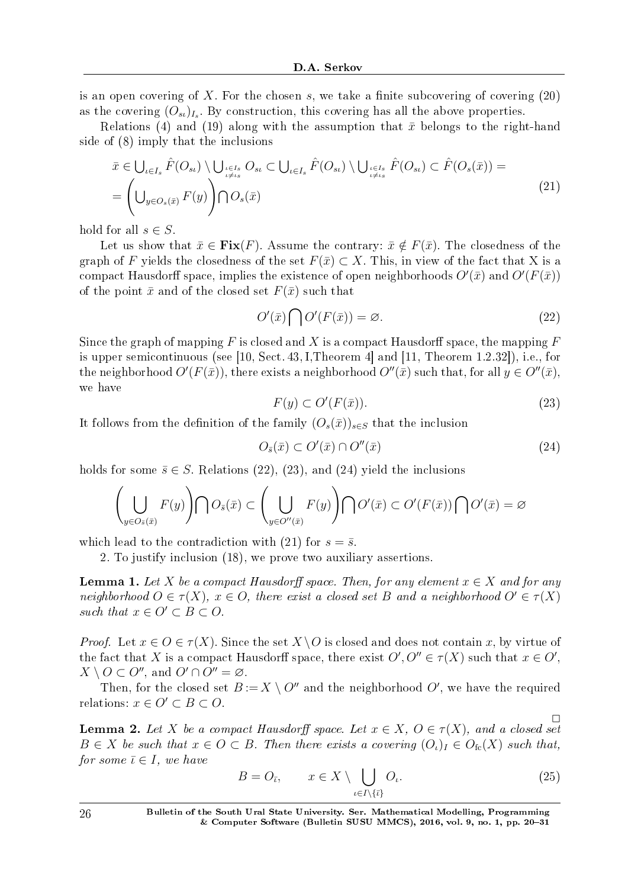is an open covering of $X$. For the chosen $s$, we take a finite subcovering of covering (20) as the covering $(O_{s\iota})_{I_s}$. By construction, this covering has all the above properties.

Relations (4) and (19) along with the assumption that $\bar{x}$ belongs to the right-hand side of (8) imply that the inclusions

$$
\begin{aligned}
&\bar{x} \in \bigcup_{\iota \in I_s} \hat{F}(O_{s\iota}) \setminus \bigcup_{\substack{\iota \in I_s \\ \iota \neq \iota_s}} O_{s\iota} \subset \bigcup_{\iota \in I_s} \hat{F}(O_{s\iota}) \setminus \bigcup_{\substack{\iota \in I_s \\ \iota \neq \iota_s}} \hat{F}(O_{s\iota}) \subset \hat{F}(O_s(\bar{x})) = \\
&= \left( \bigcup_{y \in O_s(\bar{x})} F(y) \right) \bigcap O_s(\bar{x})
\end{aligned}
\tag{21}
$$

hold for all $s \in S$.

Let us show that $\bar{x} \in \mathbf{Fix}(F)$. Assume the contrary: $\bar{x} \notin F(\bar{x})$. The closedness of the graph of $F$ yields the closedness of the set $F(\bar{x}) \subset X$. This, in view of the fact that X is a compact Hausdorff space, implies the existence of open neighborhoods $O'(\bar{x})$ and $O'(F(\bar{x}))$ of the point $\bar{x}$ and of the closed set $F(\bar{x})$ such that

$$
O'(\bar{x}) \bigcap O'(F(\bar{x})) = \varnothing. \tag{22}
$$

Since the graph of mapping $F$ is closed and $X$ is a compact Hausdorff space, the mapping $F$ is upper semicontinuous (see [10, Sect. 43, I,Theorem 4] and [11, Theorem 1.2.32]), i.e., for the neighborhood $O'(F(\bar{x}))$, there exists a neighborhood $O''(\bar{x})$ such that, for all $y \in O''(\bar{x})$, we have

$$
F(y) \subset O'(F(\bar{x})). \tag{23}
$$

It follows from the definition of the family $(O_s(\bar{x}))_{s \in S}$ that the inclusion

$$
O_{\bar{s}}(\bar{x}) \subset O'(\bar{x}) \cap O''(\bar{x}) \tag{24}
$$

holds for some $\bar{s} \in S$. Relations (22), (23), and (24) yield the inclusions

$$
\left( \bigcup_{y \in O_{\bar{s}}(\bar{x})} F(y) \right) \bigcap O_{\bar{s}}(\bar{x}) \subset \left( \bigcup_{y \in O''(\bar{x})} F(y) \right) \bigcap O'(\bar{x}) \subset O'(F(\bar{x})) \bigcap O'(\bar{x}) = \varnothing
$$

which lead to the contradiction with (21) for $s = \bar{s}$.

2. To justify inclusion (18), we prove two auxiliary assertions.

**Lemma 1.** *Let $X$ be a compact Hausdorff space. Then, for any element $x \in X$ and for any neighborhood $O \in \tau(X)$, $x \in O$, there exist a closed set $B$ and a neighborhood $O' \in \tau(X)$ such that $x \in O' \subset B \subset O$.*

*Proof.* Let $x \in O \in \tau(X)$. Since the set $X \setminus O$ is closed and does not contain $x$, by virtue of the fact that $X$ is a compact Hausdorff space, there exist $O', O'' \in \tau(X)$ such that $x \in O'$, $X \setminus O \subset O''$, and $O' \cap O'' = \varnothing$.

Then, for the closed set $B := X \setminus O''$ and the neighborhood $O'$, we have the required relations: $x \in O' \subset B \subset O$.

□

**Lemma 2.** *Let $X$ be a compact Hausdorff space. Let $x \in X$, $O \in \tau(X)$, and a closed set $B \in X$ be such that $x \in O \subset B$. Then there exists a covering $(O_\iota)_I \in O_{\mathrm{fc}}(X)$ such that, for some $\bar{\iota} \in I$, we have*

$$
B = O_{\bar{\iota}}, \qquad x \in X \setminus \bigcup_{\iota \in I \setminus \{\bar{\iota}\}} O_\iota. \tag{25}
$$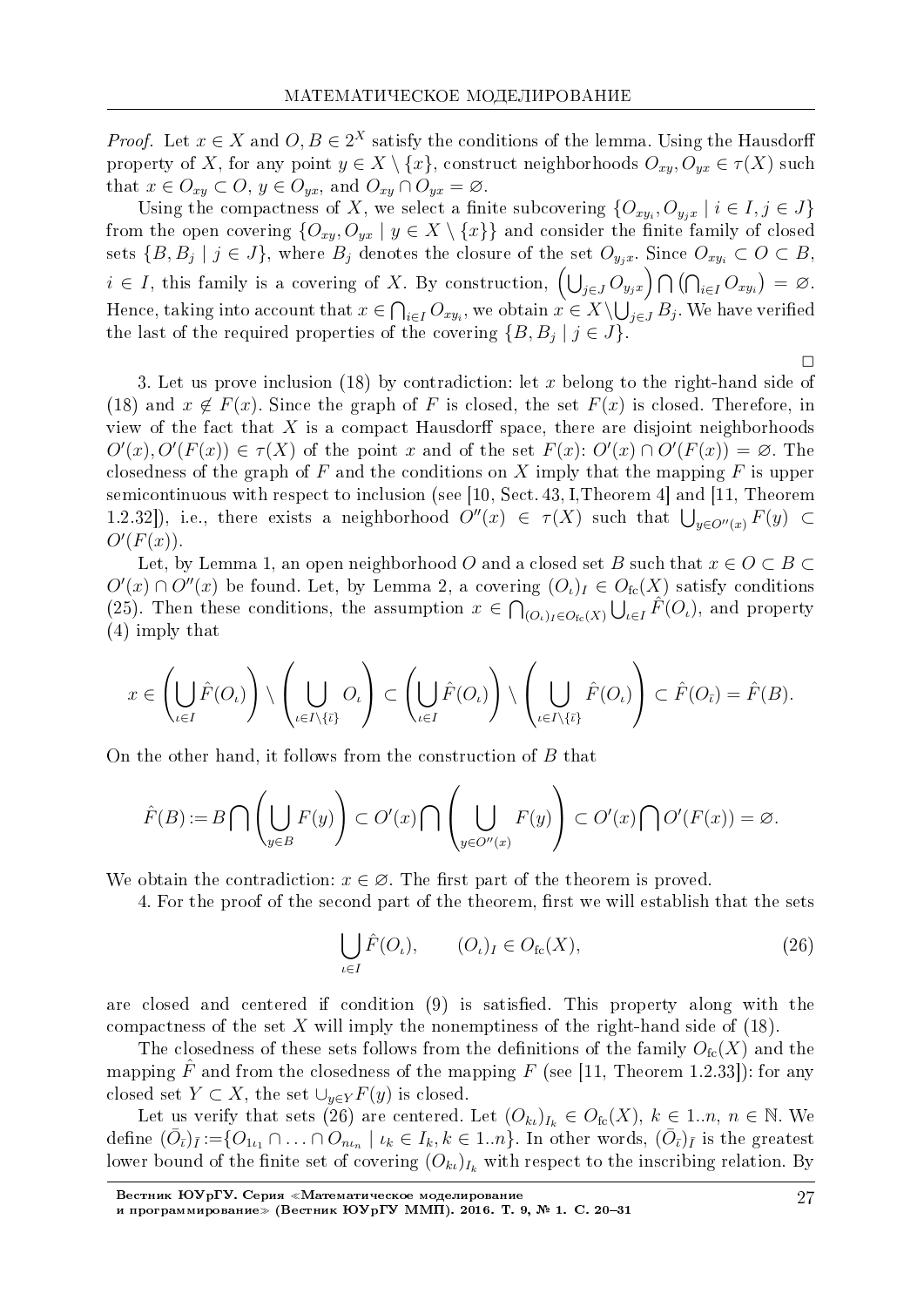*Proof.* Let $x \in X$ and $O, B \in 2^X$ satisfy the conditions of the lemma. Using the Hausdorff property of $X$, for any point $y \in X \setminus \{x\}$, construct neighborhoods $O_{xy}, O_{yx} \in \tau(X)$ such that $x \in O_{xy} \subset O$, $y \in O_{yx}$, and $O_{xy} \cap O_{yx} = \varnothing$.

Using the compactness of $X$, we select a finite subcovering $\{O_{xy_i}, O_{y_j x} \mid i \in I, j \in J\}$ from the open covering $\{O_{xy}, O_{yx} \mid y \in X \setminus \{x\}\}$ and consider the finite family of closed sets $\{B, B_j \mid j \in J\}$, where $B_j$ denotes the closure of the set $O_{y_j x}$. Since $O_{xy_i} \subset O \subset B$, $i \in I$, this family is a covering of $X$. By construction, $\left(\bigcup_{j \in J} O_{y_j x}\right) \bigcap \left(\bigcap_{i \in I} O_{xy_i}\right) = \varnothing$. Hence, taking into account that $x \in \bigcap_{i \in I} O_{xy_i}$, we obtain $x \in X \setminus \bigcup_{j \in J} B_j$. We have verified the last of the required properties of the covering $\{B, B_j \mid j \in J\}$.

$\square$

3. Let us prove inclusion (18) by contradiction: let $x$ belong to the right-hand side of (18) and $x \notin F(x)$. Since the graph of $F$ is closed, the set $F(x)$ is closed. Therefore, in view of the fact that $X$ is a compact Hausdorff space, there are disjoint neighborhoods $O'(x), O'(F(x)) \in \tau(X)$ of the point $x$ and of the set $F(x)$: $O'(x) \cap O'(F(x)) = \varnothing$. The closedness of the graph of $F$ and the conditions on $X$ imply that the mapping $F$ is upper semicontinuous with respect to inclusion (see [10, Sect. 43, I, Theorem 4] and [11, Theorem 1.2.32]), i.e., there exists a neighborhood $O''(x) \in \tau(X)$ such that $\bigcup_{y \in O''(x)} F(y) \subset O'(F(x))$.

Let, by Lemma 1, an open neighborhood $O$ and a closed set $B$ such that $x \in O \subset B \subset O'(x) \cap O''(x)$ be found. Let, by Lemma 2, a covering $(O_\iota)_I \in O_{\mathrm{fc}}(X)$ satisfy conditions (25). Then these conditions, the assumption $x \in \bigcap_{(O_\iota)_I \in O_{\mathrm{fc}}(X)} \bigcup_{\iota \in I} \hat{F}(O_\iota)$, and property (4) imply that

$$x \in \left(\bigcup_{\iota \in I} \hat{F}(O_\iota)\right) \setminus \left(\bigcup_{\iota \in I \setminus \{\bar{\iota}\}} O_\iota\right) \subset \left(\bigcup_{\iota \in I} \hat{F}(O_\iota)\right) \setminus \left(\bigcup_{\iota \in I \setminus \{\bar{\iota}\}} \hat{F}(O_\iota)\right) \subset \hat{F}(O_{\bar{\iota}}) = \hat{F}(B).$$

On the other hand, it follows from the construction of $B$ that

$$\hat{F}(B) := B \bigcap \left(\bigcup_{y \in B} F(y)\right) \subset O'(x) \bigcap \left(\bigcup_{y \in O''(x)} F(y)\right) \subset O'(x) \bigcap O'(F(x)) = \varnothing.$$

We obtain the contradiction: $x \in \varnothing$. The first part of the theorem is proved.

4. For the proof of the second part of the theorem, first we will establish that the sets

$$\bigcup_{\iota \in I} \hat{F}(O_\iota), \qquad (O_\iota)_I \in O_{\mathrm{fc}}(X), \tag{26}$$

are closed and centered if condition (9) is satisfied. This property along with the compactness of the set $X$ will imply the nonemptiness of the right-hand side of (18).

The closedness of these sets follows from the definitions of the family $O_{\mathrm{fc}}(X)$ and the mapping $\hat{F}$ and from the closedness of the mapping $F$ (see [11, Theorem 1.2.33]): for any closed set $Y \subset X$, the set $\cup_{y \in Y} F(y)$ is closed.

Let us verify that sets (26) are centered. Let $(O_{k\iota})_{I_k} \in O_{\mathrm{fc}}(X)$, $k \in 1..n$, $n \in \mathbb{N}$. We define $(\bar{O}_{\bar{\iota}})_{\bar{I}} := \{O_{1\iota_1} \cap \ldots \cap O_{n\iota_n} \mid \iota_k \in I_k, k \in 1..n\}$. In other words, $(\bar{O}_{\bar{\iota}})_{\bar{I}}$ is the greatest lower bound of the finite set of covering $(O_{k\iota})_{I_k}$ with respect to the inscribing relation. By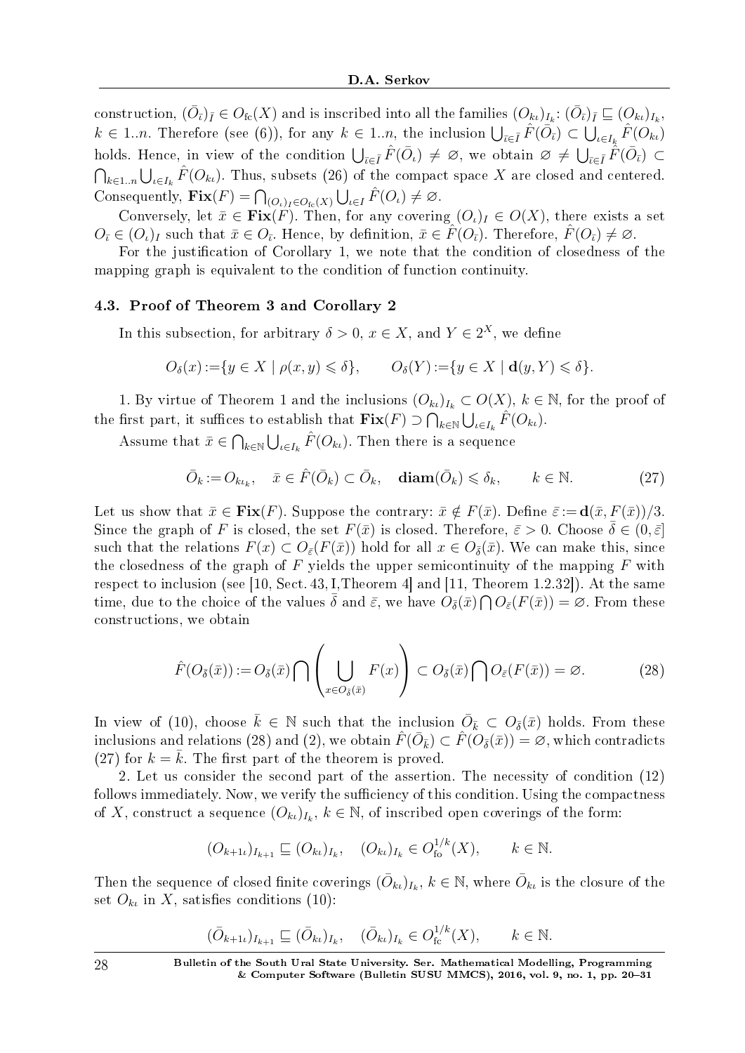construction, $(\bar{O}_{\bar{\iota}})_{\bar{I}} \in O_{\text{fc}}(X)$ and is inscribed into all the families $(O_{k\iota})_{I_k}$: $(\bar{O}_{\bar{\iota}})_{\bar{I}} \sqsubseteq (O_{k\iota})_{I_k}$, $k \in 1..n$. Therefore (see (6)), for any $k \in 1..n$, the inclusion $\bigcup_{\bar{\iota}\in\bar{I}} \hat{F}(\bar{O}_{\bar{\iota}}) \subset \bigcup_{\iota\in I_k} \hat{F}(O_{k\iota})$ holds. Hence, in view of the condition $\bigcup_{\bar{\iota}\in\bar{I}} \hat{F}(\bar{O}_{\iota}) \neq \varnothing$, we obtain $\varnothing \neq \bigcup_{\bar{\iota}\in\bar{I}} \hat{F}(\bar{O}_{\bar{\iota}}) \subset \bigcap_{k\in 1..n} \bigcup_{\iota\in I_k} \hat{F}(O_{k\iota})$. Thus, subsets (26) of the compact space $X$ are closed and centered. Consequently, $\mathbf{Fix}(F) = \bigcap_{(O_\iota)_I \in O_{\text{fc}}(X)} \bigcup_{\iota\in I} \hat{F}(O_\iota) \neq \varnothing$.

Conversely, let $\bar{x} \in \mathbf{Fix}(F)$. Then, for any covering $(O_\iota)_I \in O(X)$, there exists a set $O_{\bar{\iota}} \in (O_\iota)_I$ such that $\bar{x} \in O_{\bar{\iota}}$. Hence, by definition, $\bar{x} \in \hat{F}(O_{\bar{\iota}})$. Therefore, $\hat{F}(O_{\bar{\iota}}) \neq \varnothing$.

For the justification of Corollary 1, we note that the condition of closedness of the mapping graph is equivalent to the condition of function continuity.

### 4.3. Proof of Theorem 3 and Corollary 2

In this subsection, for arbitrary $\delta > 0$, $x \in X$, and $Y \in 2^X$, we define

$$O_\delta(x) := \{y \in X \mid \rho(x, y) \leqslant \delta\}, \qquad O_\delta(Y) := \{y \in X \mid \mathbf{d}(y, Y) \leqslant \delta\}.$$

1. By virtue of Theorem 1 and the inclusions $(O_{k\iota})_{I_k} \subset O(X)$, $k \in \mathbb{N}$, for the proof of the first part, it suffices to establish that $\mathbf{Fix}(F) \supset \bigcap_{k\in\mathbb{N}} \bigcup_{\iota\in I_k} \hat{F}(O_{k\iota})$.

Assume that $\bar{x} \in \bigcap_{k\in\mathbb{N}} \bigcup_{\iota\in I_k} \hat{F}(O_{k\iota})$. Then there is a sequence

$$\bar{O}_k := O_{k\iota_k}, \quad \bar{x} \in \hat{F}(\bar{O}_k) \subset \bar{O}_k, \quad \mathbf{diam}(\bar{O}_k) \leqslant \delta_k, \qquad k \in \mathbb{N}. \tag{27}$$

Let us show that $\bar{x} \in \mathbf{Fix}(F)$. Suppose the contrary: $\bar{x} \notin F(\bar{x})$. Define $\bar{\varepsilon} := \mathbf{d}(\bar{x}, F(\bar{x}))/3$. Since the graph of $F$ is closed, the set $F(\bar{x})$ is closed. Therefore, $\bar{\varepsilon} > 0$. Choose $\bar{\delta} \in (0, \bar{\varepsilon}]$ such that the relations $F(x) \subset O_{\bar{\varepsilon}}(F(\bar{x}))$ hold for all $x \in O_{\bar{\delta}}(\bar{x})$. We can make this, since the closedness of the graph of $F$ yields the upper semicontinuity of the mapping $F$ with respect to inclusion (see [10, Sect. 43, I, Theorem 4] and [11, Theorem 1.2.32]). At the same time, due to the choice of the values $\bar{\delta}$ and $\bar{\varepsilon}$, we have $O_{\bar{\delta}}(\bar{x}) \bigcap O_{\bar{\varepsilon}}(F(\bar{x})) = \varnothing$. From these constructions, we obtain

$$\hat{F}(O_{\bar{\delta}}(\bar{x})) := O_{\bar{\delta}}(\bar{x}) \bigcap \left( \bigcup_{x\in O_{\bar{\delta}}(\bar{x})} F(x) \right) \subset O_{\bar{\delta}}(\bar{x}) \bigcap O_{\bar{\varepsilon}}(F(\bar{x})) = \varnothing. \tag{28}$$

In view of (10), choose $\bar{k} \in \mathbb{N}$ such that the inclusion $\bar{O}_{\bar{k}} \subset O_{\bar{\delta}}(\bar{x})$ holds. From these inclusions and relations (28) and (2), we obtain $\hat{F}(\bar{O}_{\bar{k}}) \subset \hat{F}(O_{\bar{\delta}}(\bar{x})) = \varnothing$, which contradicts (27) for $k = \bar{k}$. The first part of the theorem is proved.

2. Let us consider the second part of the assertion. The necessity of condition (12) follows immediately. Now, we verify the sufficiency of this condition. Using the compactness of $X$, construct a sequence $(O_{k\iota})_{I_k}$, $k \in \mathbb{N}$, of inscribed open coverings of the form:

$$(O_{k+1\iota})_{I_{k+1}} \sqsubseteq (O_{k\iota})_{I_k}, \quad (O_{k\iota})_{I_k} \in O_{\text{fo}}^{1/k}(X), \qquad k \in \mathbb{N}.$$

Then the sequence of closed finite coverings $(\bar{O}_{k\iota})_{I_k}$, $k \in \mathbb{N}$, where $\bar{O}_{k\iota}$ is the closure of the set $O_{k\iota}$ in $X$, satisfies conditions (10):

$$(\bar{O}_{k+1\iota})_{I_{k+1}} \sqsubseteq (\bar{O}_{k\iota})_{I_k}, \quad (\bar{O}_{k\iota})_{I_k} \in O_{\text{fc}}^{1/k}(X), \qquad k \in \mathbb{N}.$$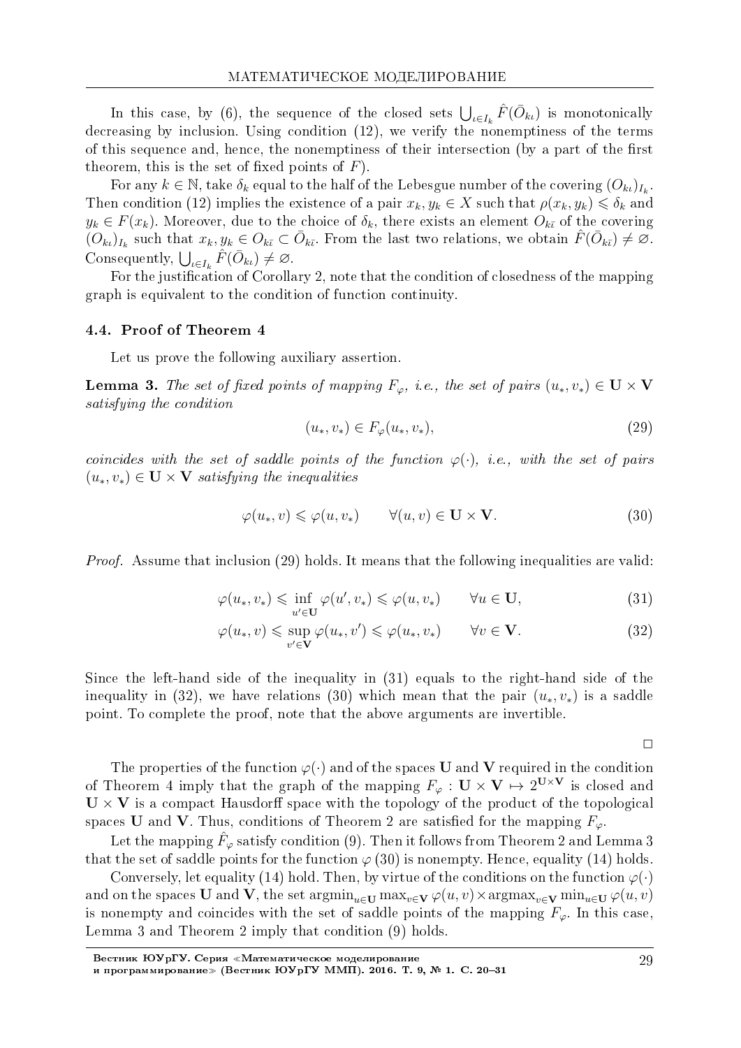In this case, by (6), the sequence of the closed sets $\bigcup_{\iota \in I_k} \hat{F}(\bar{O}_{k\iota})$ is monotonically decreasing by inclusion. Using condition (12), we verify the nonemptiness of the terms of this sequence and, hence, the nonemptiness of their intersection (by a part of the first theorem, this is the set of fixed points of $F$).

For any $k \in \mathbb{N}$, take $\delta_k$ equal to the half of the Lebesgue number of the covering $(O_{k\iota})_{I_k}$. Then condition (12) implies the existence of a pair $x_k, y_k \in X$ such that $\rho(x_k, y_k) \leqslant \delta_k$ and $y_k \in F(x_k)$. Moreover, due to the choice of $\delta_k$, there exists an element $O_{k\bar{\iota}}$ of the covering $(O_{k\iota})_{I_k}$ such that $x_k, y_k \in O_{k\bar{\iota}} \subset \bar{O}_{k\bar{\iota}}$. From the last two relations, we obtain $\hat{F}(\bar{O}_{k\bar{\iota}}) \neq \varnothing$. Consequently, $\bigcup_{\iota \in I_k} \hat{F}(\bar{O}_{k\iota}) \neq \varnothing$.

For the justification of Corollary 2, note that the condition of closedness of the mapping graph is equivalent to the condition of function continuity.

### 4.4. Proof of Theorem 4

Let us prove the following auxiliary assertion.

**Lemma 3.** *The set of fixed points of mapping $F_\varphi$, i.e., the set of pairs $(u_*, v_*) \in \mathbf{U} \times \mathbf{V}$ satisfying the condition*

$$(u_*, v_*) \in F_\varphi(u_*, v_*), \tag{29}$$

*coincides with the set of saddle points of the function $\varphi(\cdot)$, i.e., with the set of pairs $(u_*, v_*) \in \mathbf{U} \times \mathbf{V}$ satisfying the inequalities*

$$\varphi(u_*, v) \leqslant \varphi(u, v_*) \qquad \forall (u, v) \in \mathbf{U} \times \mathbf{V}. \tag{30}$$

*Proof.* Assume that inclusion (29) holds. It means that the following inequalities are valid:

$$\varphi(u_*, v_*) \leqslant \inf_{u' \in \mathbf{U}} \varphi(u', v_*) \leqslant \varphi(u, v_*) \qquad \forall u \in \mathbf{U}, \tag{31}$$

$$\varphi(u_*, v) \leqslant \sup_{v' \in \mathbf{V}} \varphi(u_*, v') \leqslant \varphi(u_*, v_*) \qquad \forall v \in \mathbf{V}. \tag{32}$$

Since the left-hand side of the inequality in (31) equals to the right-hand side of the inequality in (32), we have relations (30) which mean that the pair $(u_*, v_*)$ is a saddle point. To complete the proof, note that the above arguments are invertible.

□

The properties of the function $\varphi(\cdot)$ and of the spaces $\mathbf{U}$ and $\mathbf{V}$ required in the condition of Theorem 4 imply that the graph of the mapping $F_\varphi : \mathbf{U} \times \mathbf{V} \mapsto 2^{\mathbf{U} \times \mathbf{V}}$ is closed and $\mathbf{U} \times \mathbf{V}$ is a compact Hausdorff space with the topology of the product of the topological spaces $\mathbf{U}$ and $\mathbf{V}$. Thus, conditions of Theorem 2 are satisfied for the mapping $F_\varphi$.

Let the mapping $\hat{F}_\varphi$ satisfy condition (9). Then it follows from Theorem 2 and Lemma 3 that the set of saddle points for the function $\varphi$ (30) is nonempty. Hence, equality (14) holds.

Conversely, let equality (14) hold. Then, by virtue of the conditions on the function $\varphi(\cdot)$ and on the spaces $\mathbf{U}$ and $\mathbf{V}$, the set $\operatorname{argmin}_{u \in \mathbf{U}} \max_{v \in \mathbf{V}} \varphi(u, v) \times \operatorname{argmax}_{v \in \mathbf{V}} \min_{u \in \mathbf{U}} \varphi(u, v)$ is nonempty and coincides with the set of saddle points of the mapping $F_\varphi$. In this case, Lemma 3 and Theorem 2 imply that condition (9) holds.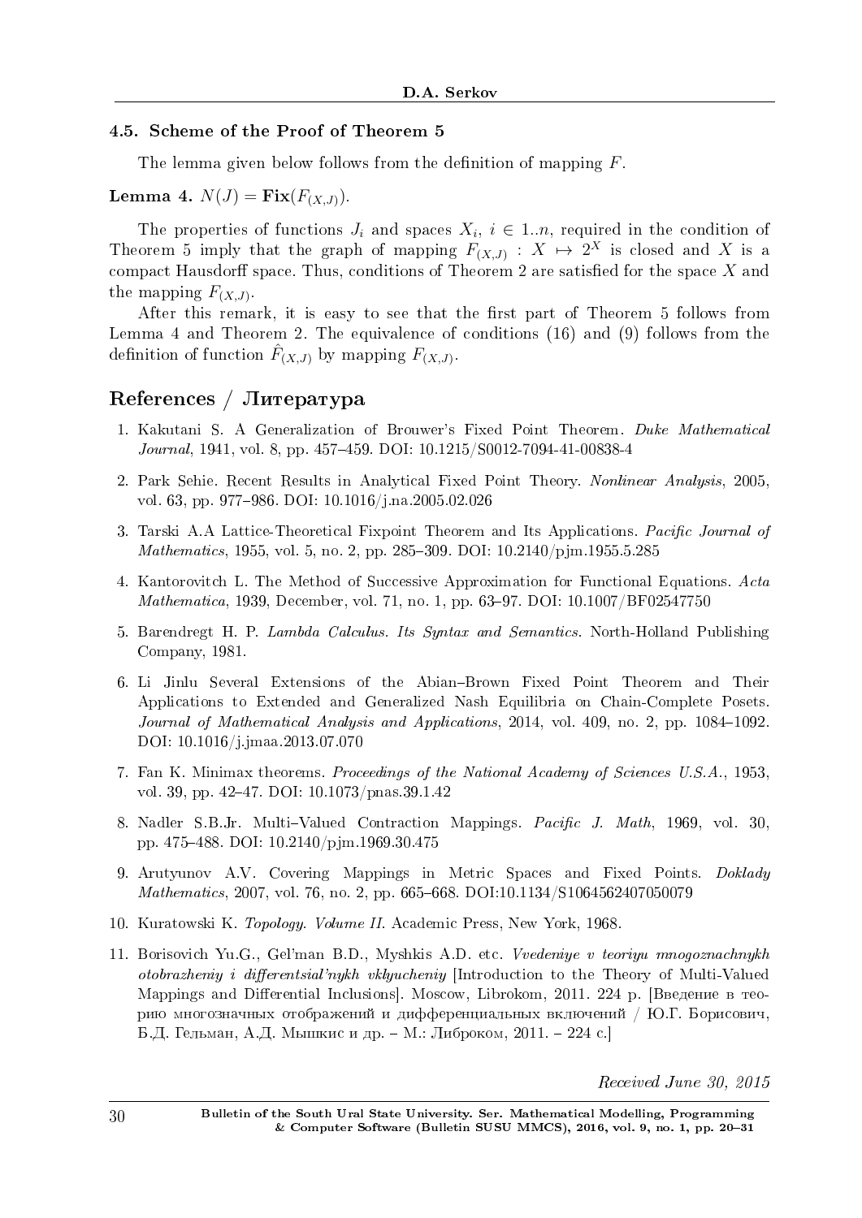### 4.5. Scheme of the Proof of Theorem 5

The lemma given below follows from the definition of mapping $F$.

**Lemma 4.** $N(J) = \mathbf{Fix}(F_{(X,J)})$.

The properties of functions $J_i$ and spaces $X_i$, $i \in 1..n$, required in the condition of Theorem 5 imply that the graph of mapping $F_{(X,J)} : X \mapsto 2^X$ is closed and $X$ is a compact Hausdorff space. Thus, conditions of Theorem 2 are satisfied for the space $X$ and the mapping $F_{(X,J)}$.

After this remark, it is easy to see that the first part of Theorem 5 follows from Lemma 4 and Theorem 2. The equivalence of conditions (16) and (9) follows from the definition of function $\hat{F}_{(X,J)}$ by mapping $F_{(X,J)}$.

## References / Литература

1. Kakutani S. A Generalization of Brouwer's Fixed Point Theorem. *Duke Mathematical Journal*, 1941, vol. 8, pp. 457–459. DOI: 10.1215/S0012-7094-41-00838-4
2. Park Sehie. Recent Results in Analytical Fixed Point Theory. *Nonlinear Analysis*, 2005, vol. 63, pp. 977–986. DOI: 10.1016/j.na.2005.02.026
3. Tarski A.A Lattice-Theoretical Fixpoint Theorem and Its Applications. *Pacific Journal of Mathematics*, 1955, vol. 5, no. 2, pp. 285–309. DOI: 10.2140/pjm.1955.5.285
4. Kantorovitch L. The Method of Successive Approximation for Functional Equations. *Acta Mathematica*, 1939, December, vol. 71, no. 1, pp. 63–97. DOI: 10.1007/BF02547750
5. Barendregt H. P. *Lambda Calculus. Its Syntax and Semantics.* North-Holland Publishing Company, 1981.
6. Li Jinlu Several Extensions of the Abian–Brown Fixed Point Theorem and Their Applications to Extended and Generalized Nash Equilibria on Chain-Complete Posets. *Journal of Mathematical Analysis and Applications*, 2014, vol. 409, no. 2, pp. 1084–1092. DOI: 10.1016/j.jmaa.2013.07.070
7. Fan K. Minimax theorems. *Proceedings of the National Academy of Sciences U.S.A.*, 1953, vol. 39, pp. 42–47. DOI: 10.1073/pnas.39.1.42
8. Nadler S.B.Jr. Multi–Valued Contraction Mappings. *Pacific J. Math*, 1969, vol. 30, pp. 475–488. DOI: 10.2140/pjm.1969.30.475
9. Arutyunov A.V. Covering Mappings in Metric Spaces and Fixed Points. *Doklady Mathematics*, 2007, vol. 76, no. 2, pp. 665–668. DOI:10.1134/S1064562407050079
10. Kuratowski K. *Topology. Volume II.* Academic Press, New York, 1968.
11. Borisovich Yu.G., Gel'man B.D., Myshkis A.D. etc. *Vvedeniye v teoriyu mnogoznachnykh otobrazheniy i differentsial'nykh vklyucheniy* [Introduction to the Theory of Multi-Valued Mappings and Differential Inclusions]. Moscow, Librokom, 2011. 224 p. [Введение в теорию многозначных отображений и дифференциальных включений / Ю.Г. Борисович, Б.Д. Гельман, А.Д. Мышкис и др. – М.: Либроком, 2011. – 224 с.]

*Received June 30, 2015*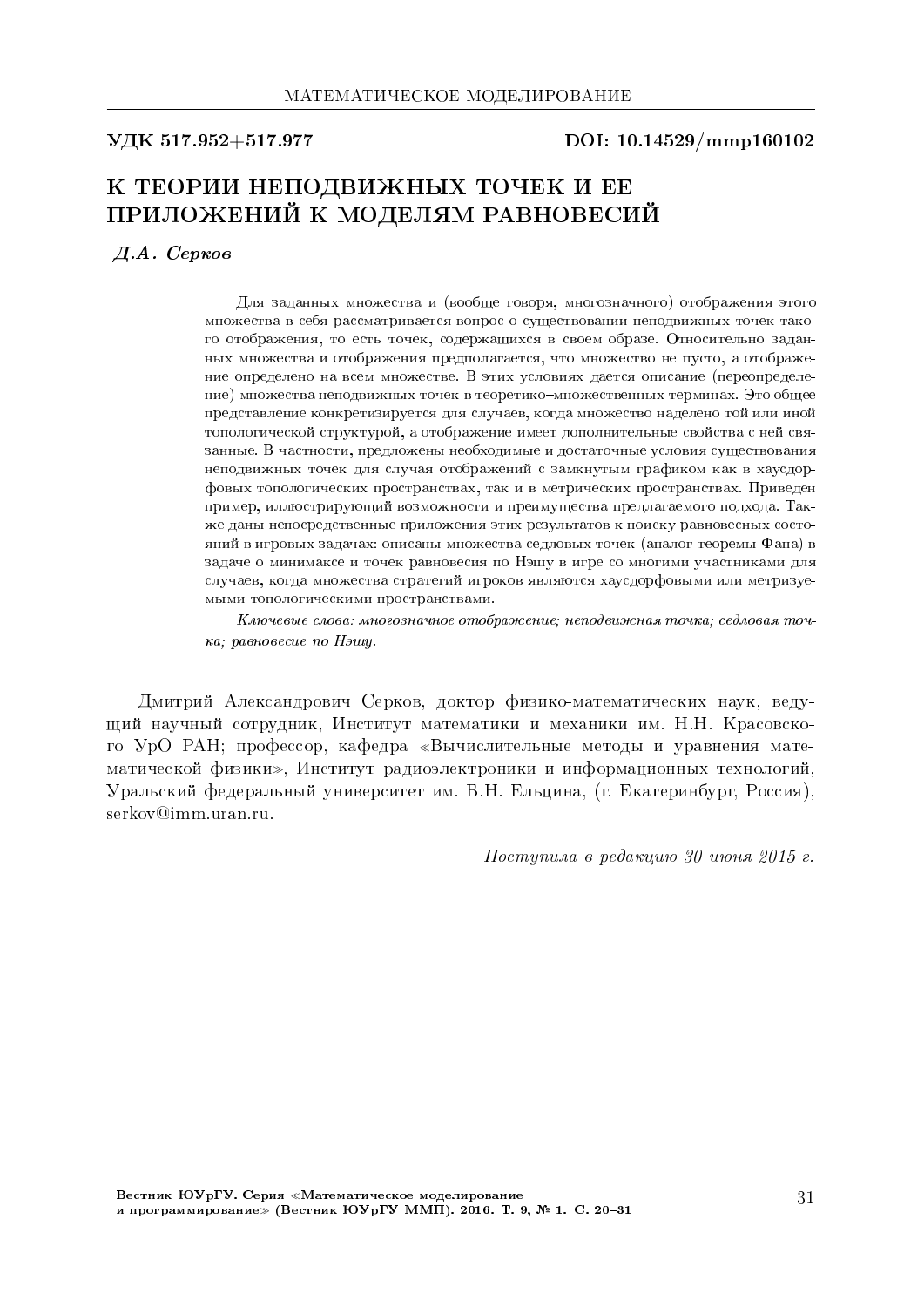УДК 517.952+517.977

DOI: 10.14529/mmp160102

# К ТЕОРИИ НЕПОДВИЖНЫХ ТОЧЕК И ЕЕ ПРИЛОЖЕНИЙ К МОДЕЛЯМ РАВНОВЕСИЙ

***Д.А. Серков***

Для заданных множества и (вообще говоря, многозначного) отображения этого множества в себя рассматривается вопрос о существовании неподвижных точек такого отображения, то есть точек, содержащихся в своем образе. Относительно заданных множества и отображения предполагается, что множество не пусто, а отображение определено на всем множестве. В этих условиях дается описание (переопределение) множества неподвижных точек в теоретико–множественных терминах. Это общее представление конкретизируется для случаев, когда множество наделено той или иной топологической структурой, а отображение имеет дополнительные свойства с ней связанные. В частности, предложены необходимые и достаточные условия существования неподвижных точек для случая отображений с замкнутым графиком как в хаусдорфовых топологических пространствах, так и в метрических пространствах. Приведен пример, иллюстрирующий возможности и преимущества предлагаемого подхода. Также даны непосредственные приложения этих результатов к поиску равновесных состояний в игровых задачах: описаны множества седловых точек (аналог теоремы Фана) в задаче о минимаксе и точек равновесия по Нэшу в игре со многими участниками для случаев, когда множества стратегий игроков являются хаусдорфовыми или метризуемыми топологическими пространствами.

*Ключевые слова: многозначное отображение; неподвижная точка; седловая точка; равновесие по Нэшу.*

Дмитрий Александрович Серков, доктор физико-математических наук, ведущий научный сотрудник, Институт математики и механики им. Н.Н. Красовского УрО РАН; профессор, кафедра «Вычислительные методы и уравнения математической физики», Институт радиоэлектроники и информационных технологий, Уральский федеральный университет им. Б.Н. Ельцина, (г. Екатеринбург, Россия), serkov@imm.uran.ru.

*Поступила в редакцию 30 июня 2015 г.*